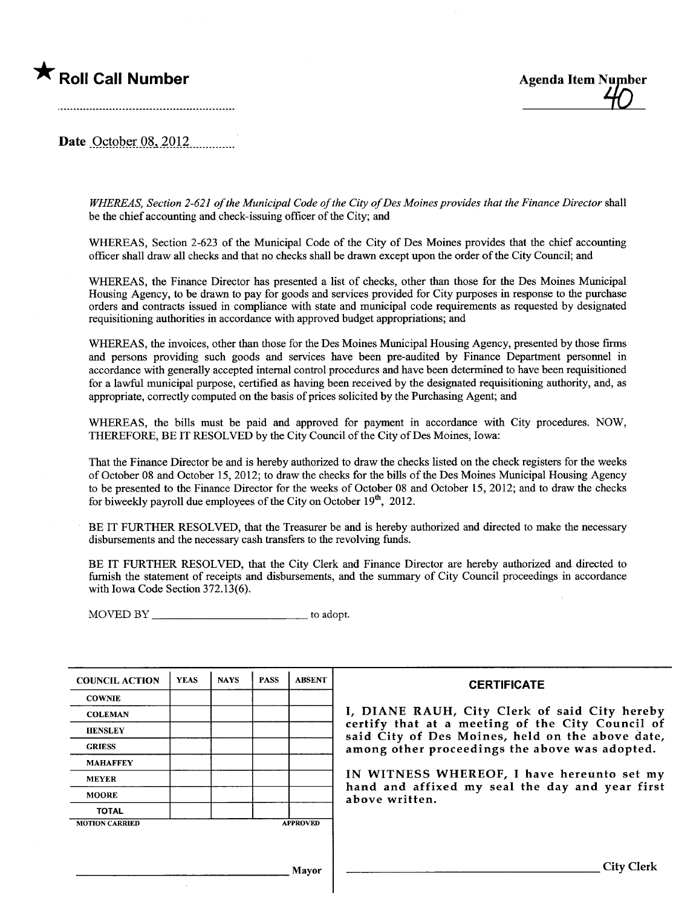★ **Roll Call Number**

..............................................................

**Agenda Item Number** 40

**Date** October 08, 2012

*WHEREAS, Section 2-621 of the Municipal Code of the City of Des Moines provides that the Finance Director* shall be the chief accounting and check-issuing officer of the City; and

WHEREAS, Section 2-623 of the Municipal Code of the City of Des Moines provides that the chief accounting officer shall draw all checks and that no checks shall be drawn except upon the order of the City Council; and

WHEREAS, the Finance Director has presented a list of checks, other than those for the Des Moines Municipal Housing Agency, to be drawn to pay for goods and services provided for City purposes in response to the purchase orders and contracts issued in compliance with state and municipal code requirements as requested by designated requisitioning authorities in accordance with approved budget appropriations; and

WHEREAS, the invoices, other than those for the Des Moines Municipal Housing Agency, presented by those firms and persons providing such goods and services have been pre-audited by Finance Department personnel in accordance with generally accepted internal control procedures and have been determined to have been requisitioned for a lawful municipal purpose, certified as having been received by the designated requisitioning authority, and, as appropriate, correctly computed on the basis of prices solicited by the Purchasing Agent; and

WHEREAS, the bills must be paid and approved for payment in accordance with City procedures. NOW, THEREFORE, BE IT RESOLVED by the City Council of the City of Des Moines, Iowa:

That the Finance Director be and is hereby authorized to draw the checks listed on the check registers for the weeks of October 08 and October 15, 2012; to draw the checks for the bills of the Des Moines Municipal Housing Agency to be presented to the Finance Director for the weeks of October 08 and October 15, 2012; and to draw the checks for biweekly payroll due employees of the City on October 19th, 2012.

BE IT FURTHER RESOLVED, that the Treasurer be and is hereby authorized and directed to make the necessary disbursements and the necessary cash transfers to the revolving funds.

BE IT FURTHER RESOLVED, that the City Clerk and Finance Director are hereby authorized and directed to furnish the statement of receipts and disbursements, and the summary of City Council proceedings in accordance with Iowa Code Section 372.13(6).

MOVED BY ____________________________ to adopt.

| COUNCIL ACTION | YEAS | NAYS | PASS | ABSENT |
|---|---|---|---|---|
| COWNIE | | | | |
| COLEMAN | | | | |
| HENSLEY | | | | |
| GRIESS | | | | |
| MAHAFFEY | | | | |
| MEYER | | | | |
| MOORE | | | | |
| TOTAL | | | | |

MOTION CARRIED APPROVED

______________________________ Mayor

**CERTIFICATE**

I, DIANE RAUH, City Clerk of said City hereby certify that at a meeting of the City Council of said City of Des Moines, held on the above date, among other proceedings the above was adopted.

IN WITNESS WHEREOF, I have hereunto set my hand and affixed my seal the day and year first above written.

______________________________ City Clerk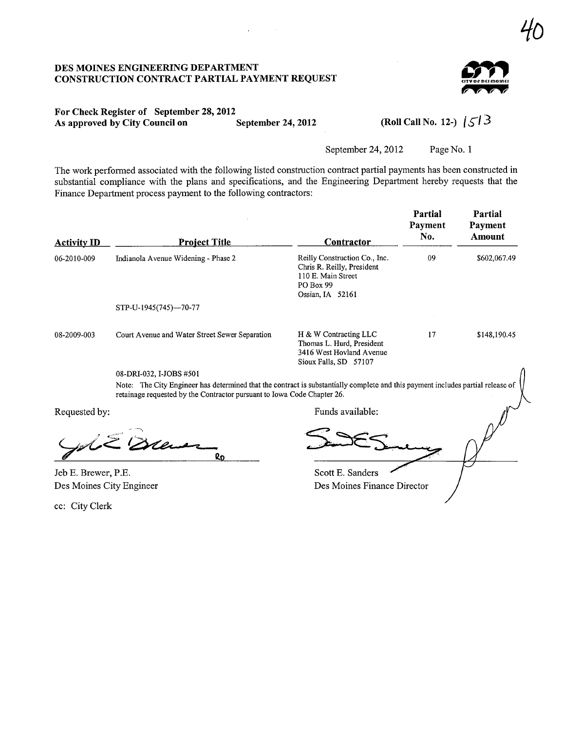40

**DES MOINES ENGINEERING DEPARTMENT**
**CONSTRUCTION CONTRACT PARTIAL PAYMENT REQUEST**

**For Check Register of September 28, 2012**
**As approved by City Council on September 24, 2012** **(Roll Call No. 12-) 1513**

September 24, 2012 Page No. 1

The work performed associated with the following listed construction contract partial payments has been constructed in substantial compliance with the plans and specifications, and the Engineering Department hereby requests that the Finance Department process payment to the following contractors:

| Activity ID | Project Title | Contractor | Partial Payment No. | Partial Payment Amount |
|---|---|---|---|---|
| 06-2010-009 | Indianola Avenue Widening - Phase 2<br>STP-U-1945(745)—70-77 | Reilly Construction Co., Inc.<br>Chris R. Reilly, President<br>110 E. Main Street<br>PO Box 99<br>Ossian, IA 52161 | 09 | $602,067.49 |
| 08-2009-003 | Court Avenue and Water Street Sewer Separation<br>08-DRI-032, I-JOBS #501 | H & W Contracting LLC<br>Thomas L. Hurd, President<br>3416 West Hovland Avenue<br>Sioux Falls, SD 57107 | 17 | $148,190.45 |

Note: The City Engineer has determined that the contract is substantially complete and this payment includes partial release of retainage requested by the Contractor pursuant to Iowa Code Chapter 26.

Requested by:

Jeb E. Brewer, P.E.
Des Moines City Engineer

Funds available:

Scott E. Sanders
Des Moines Finance Director

cc: City Clerk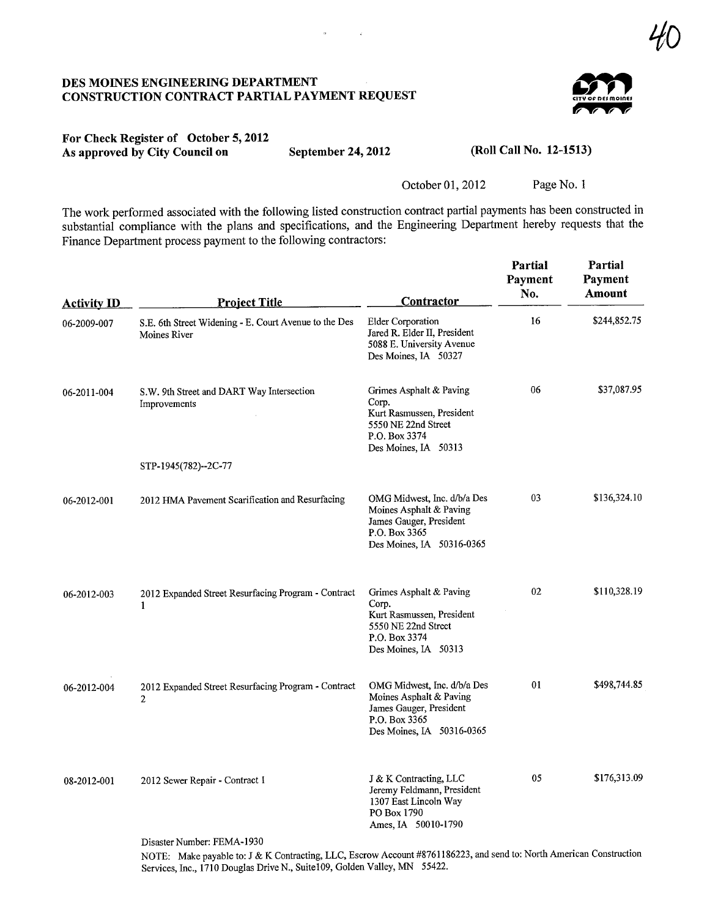# DES MOINES ENGINEERING DEPARTMENT
## CONSTRUCTION CONTRACT PARTIAL PAYMENT REQUEST

**For Check Register of October 5, 2012**
**As approved by City Council on September 24, 2012 (Roll Call No. 12-1513)**

October 01, 2012

The work performed associated with the following listed construction contract partial payments has been constructed in substantial compliance with the plans and specifications, and the Engineering Department hereby requests that the Finance Department process payment to the following contractors:

| Activity ID | Project Title | Contractor | Partial Payment No. | Partial Payment Amount |
|---|---|---|---|---|
| 06-2009-007 | S.E. 6th Street Widening - E. Court Avenue to the Des Moines River | Elder Corporation<br>Jared R. Elder II, President<br>5088 E. University Avenue<br>Des Moines, IA 50327 | 16 | $244,852.75 |
| 06-2011-004 | S.W. 9th Street and DART Way Intersection Improvements<br><br>STP-1945(782)--2C-77 | Grimes Asphalt & Paving Corp.<br>Kurt Rasmussen, President<br>5550 NE 22nd Street<br>P.O. Box 3374<br>Des Moines, IA 50313 | 06 | $37,087.95 |
| 06-2012-001 | 2012 HMA Pavement Scarification and Resurfacing | OMG Midwest, Inc. d/b/a Des Moines Asphalt & Paving<br>James Gauger, President<br>P.O. Box 3365<br>Des Moines, IA 50316-0365 | 03 | $136,324.10 |
| 06-2012-003 | 2012 Expanded Street Resurfacing Program - Contract 1 | Grimes Asphalt & Paving Corp.<br>Kurt Rasmussen, President<br>5550 NE 22nd Street<br>P.O. Box 3374<br>Des Moines, IA 50313 | 02 | $110,328.19 |
| 06-2012-004 | 2012 Expanded Street Resurfacing Program - Contract 2 | OMG Midwest, Inc. d/b/a Des Moines Asphalt & Paving<br>James Gauger, President<br>P.O. Box 3365<br>Des Moines, IA 50316-0365 | 01 | $498,744.85 |
| 08-2012-001 | 2012 Sewer Repair - Contract 1 | J & K Contracting, LLC<br>Jeremy Feldmann, President<br>1307 East Lincoln Way<br>PO Box 1790<br>Ames, IA 50010-1790 | 05 | $176,313.09 |

Disaster Number: FEMA-1930

NOTE: Make payable to: J & K Contracting, LLC, Escrow Account #8761186223, and send to: North American Construction Services, Inc., 1710 Douglas Drive N., Suite109, Golden Valley, MN 55422.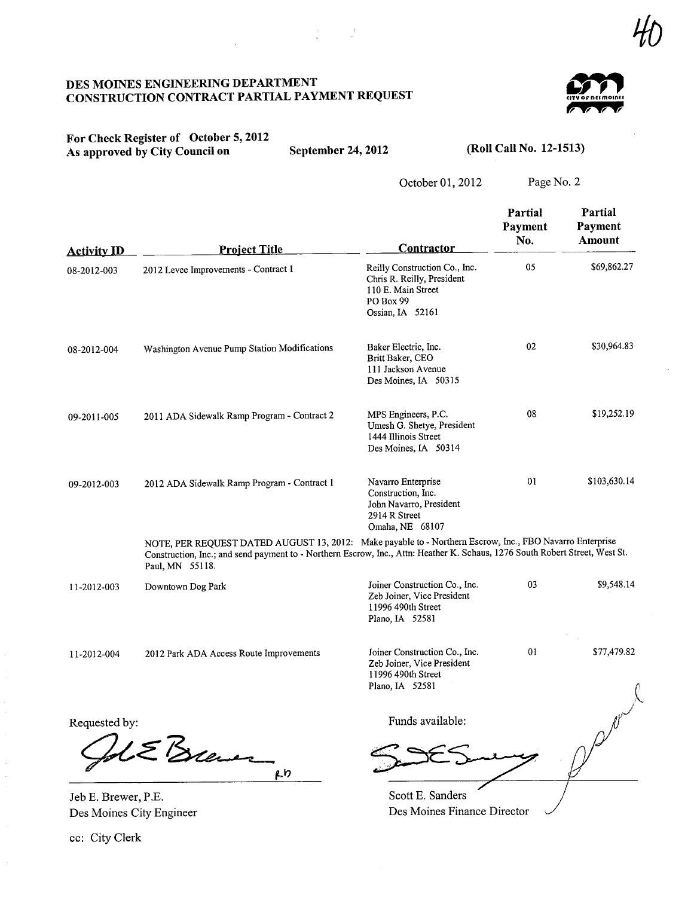40

## DES MOINES ENGINEERING DEPARTMENT
## CONSTRUCTION CONTRACT PARTIAL PAYMENT REQUEST

**For Check Register of October 5, 2012**
**As approved by City Council on September 24, 2012 (Roll Call No. 12-1513)**

October 01, 2012

| Activity ID | Project Title | Contractor | Partial Payment No. | Partial Payment Amount |
|---|---|---|---|---|
| 08-2012-003 | 2012 Levee Improvements - Contract 1 | Reilly Construction Co., Inc.<br>Chris R. Reilly, President<br>110 E. Main Street<br>PO Box 99<br>Ossian, IA 52161 | 05 | $69,862.27 |
| 08-2012-004 | Washington Avenue Pump Station Modifications | Baker Electric, Inc.<br>Britt Baker, CEO<br>111 Jackson Avenue<br>Des Moines, IA 50315 | 02 | $30,964.83 |
| 09-2011-005 | 2011 ADA Sidewalk Ramp Program - Contract 2 | MPS Engineers, P.C.<br>Umesh G. Shetye, President<br>1444 Illinois Street<br>Des Moines, IA 50314 | 08 | $19,252.19 |
| 09-2012-003 | 2012 ADA Sidewalk Ramp Program - Contract 1 | Navarro Enterprise Construction, Inc.<br>John Navarro, President<br>2914 R Street<br>Omaha, NE 68107 | 01 | $103,630.14 |
| | NOTE, PER REQUEST DATED AUGUST 13, 2012: Make payable to - Northern Escrow, Inc., FBO Navarro Enterprise Construction, Inc.; and send payment to - Northern Escrow, Inc., Attn: Heather K. Schaus, 1276 South Robert Street, West St. Paul, MN 55118. | | | |
| 11-2012-003 | Downtown Dog Park | Joiner Construction Co., Inc.<br>Zeb Joiner, Vice President<br>11996 490th Street<br>Plano, IA 52581 | 03 | $9,548.14 |
| 11-2012-004 | 2012 Park ADA Access Route Improvements | Joiner Construction Co., Inc.<br>Zeb Joiner, Vice President<br>11996 490th Street<br>Plano, IA 52581 | 01 | $77,479.82 |

Requested by:

Jeb E. Brewer, P.E.
Des Moines City Engineer

Funds available:

Scott E. Sanders
Des Moines Finance Director

cc: City Clerk